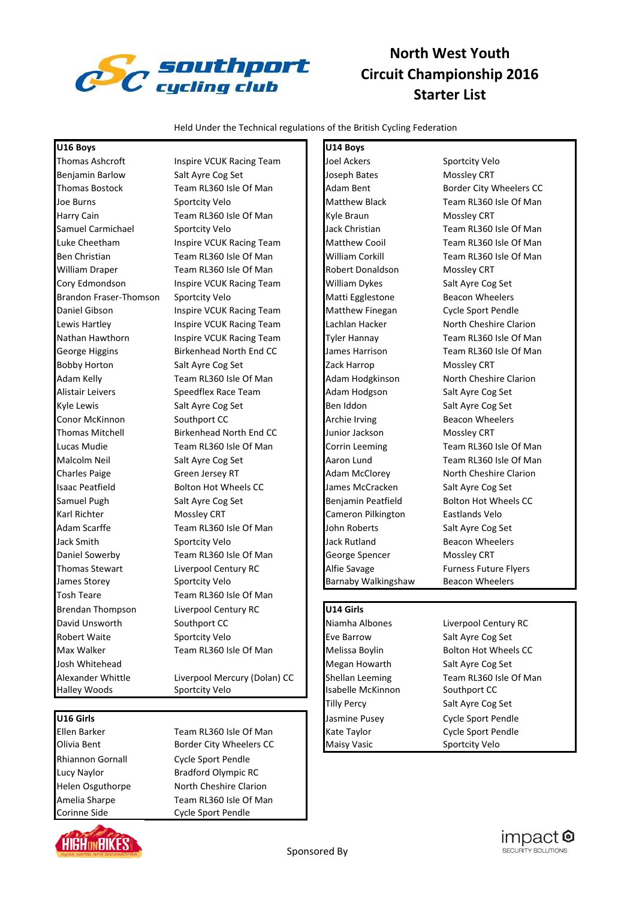# North West Youth Circuit Championship 2016 Starter List

Held Under the Technical regulations of the British Cycling Federation

## U16 Boys

| Name | Club |
|---|---|
| Thomas Ashcroft | Inspire VCUK Racing Team |
| Benjamin Barlow | Salt Ayre Cog Set |
| Thomas Bostock | Team RL360 Isle Of Man |
| Joe Burns | Sportcity Velo |
| Harry Cain | Team RL360 Isle Of Man |
| Samuel Carmichael | Sportcity Velo |
| Luke Cheetham | Inspire VCUK Racing Team |
| Ben Christian | Team RL360 Isle Of Man |
| William Draper | Team RL360 Isle Of Man |
| Cory Edmondson | Inspire VCUK Racing Team |
| Brandon Fraser-Thomson | Sportcity Velo |
| Daniel Gibson | Inspire VCUK Racing Team |
| Lewis Hartley | Inspire VCUK Racing Team |
| Nathan Hawthorn | Inspire VCUK Racing Team |
| George Higgins | Birkenhead North End CC |
| Bobby Horton | Salt Ayre Cog Set |
| Adam Kelly | Team RL360 Isle Of Man |
| Alistair Leivers | Speedflex Race Team |
| Kyle Lewis | Salt Ayre Cog Set |
| Conor McKinnon | Southport CC |
| Thomas Mitchell | Birkenhead North End CC |
| Lucas Mudie | Team RL360 Isle Of Man |
| Malcolm Neil | Salt Ayre Cog Set |
| Charles Paige | Green Jersey RT |
| Isaac Peatfield | Bolton Hot Wheels CC |
| Samuel Pugh | Salt Ayre Cog Set |
| Karl Richter | Mossley CRT |
| Adam Scarffe | Team RL360 Isle Of Man |
| Jack Smith | Sportcity Velo |
| Daniel Sowerby | Team RL360 Isle Of Man |
| Thomas Stewart | Liverpool Century RC |
| James Storey | Sportcity Velo |
| Tosh Teare | Team RL360 Isle Of Man |
| Brendan Thompson | Liverpool Century RC |
| David Unsworth | Southport CC |
| Robert Waite | Sportcity Velo |
| Max Walker | Team RL360 Isle Of Man |
| Josh Whitehead | |
| Alexander Whittle | Liverpool Mercury (Dolan) CC |
| Halley Woods | Sportcity Velo |

## U16 Girls

| Name | Club |
|---|---|
| Ellen Barker | Team RL360 Isle Of Man |
| Olivia Bent | Border City Wheelers CC |
| Rhiannon Gornall | Cycle Sport Pendle |
| Lucy Naylor | Bradford Olympic RC |
| Helen Osguthorpe | North Cheshire Clarion |
| Amelia Sharpe | Team RL360 Isle Of Man |
| Corinne Side | Cycle Sport Pendle |

## U14 Boys

| Name | Club |
|---|---|
| Joel Ackers | Sportcity Velo |
| Joseph Bates | Mossley CRT |
| Adam Bent | Border City Wheelers CC |
| Matthew Black | Team RL360 Isle Of Man |
| Kyle Braun | Mossley CRT |
| Jack Christian | Team RL360 Isle Of Man |
| Matthew Cooil | Team RL360 Isle Of Man |
| William Corkill | Team RL360 Isle Of Man |
| Robert Donaldson | Mossley CRT |
| William Dykes | Salt Ayre Cog Set |
| Matti Egglestone | Beacon Wheelers |
| Matthew Finegan | Cycle Sport Pendle |
| Lachlan Hacker | North Cheshire Clarion |
| Tyler Hannay | Team RL360 Isle Of Man |
| James Harrison | Team RL360 Isle Of Man |
| Zack Harrop | Mossley CRT |
| Adam Hodgkinson | North Cheshire Clarion |
| Adam Hodgson | Salt Ayre Cog Set |
| Ben Iddon | Salt Ayre Cog Set |
| Archie Irving | Beacon Wheelers |
| Junior Jackson | Mossley CRT |
| Corrin Leeming | Team RL360 Isle Of Man |
| Aaron Lund | Team RL360 Isle Of Man |
| Adam McClorey | North Cheshire Clarion |
| James McCracken | Salt Ayre Cog Set |
| Benjamin Peatfield | Bolton Hot Wheels CC |
| Cameron Pilkington | Eastlands Velo |
| John Roberts | Salt Ayre Cog Set |
| Jack Rutland | Beacon Wheelers |
| George Spencer | Mossley CRT |
| Alfie Savage | Furness Future Flyers |
| Barnaby Walkingshaw | Beacon Wheelers |

## U14 Girls

| Name | Club |
|---|---|
| Niamha Albones | Liverpool Century RC |
| Eve Barrow | Salt Ayre Cog Set |
| Melissa Boylin | Bolton Hot Wheels CC |
| Megan Howarth | Salt Ayre Cog Set |
| Shellan Leeming | Team RL360 Isle Of Man |
| Isabelle McKinnon | Southport CC |
| Tilly Percy | Salt Ayre Cog Set |
| Jasmine Pusey | Cycle Sport Pendle |
| Kate Taylor | Cycle Sport Pendle |
| Maisy Vasic | Sportcity Velo |

Sponsored By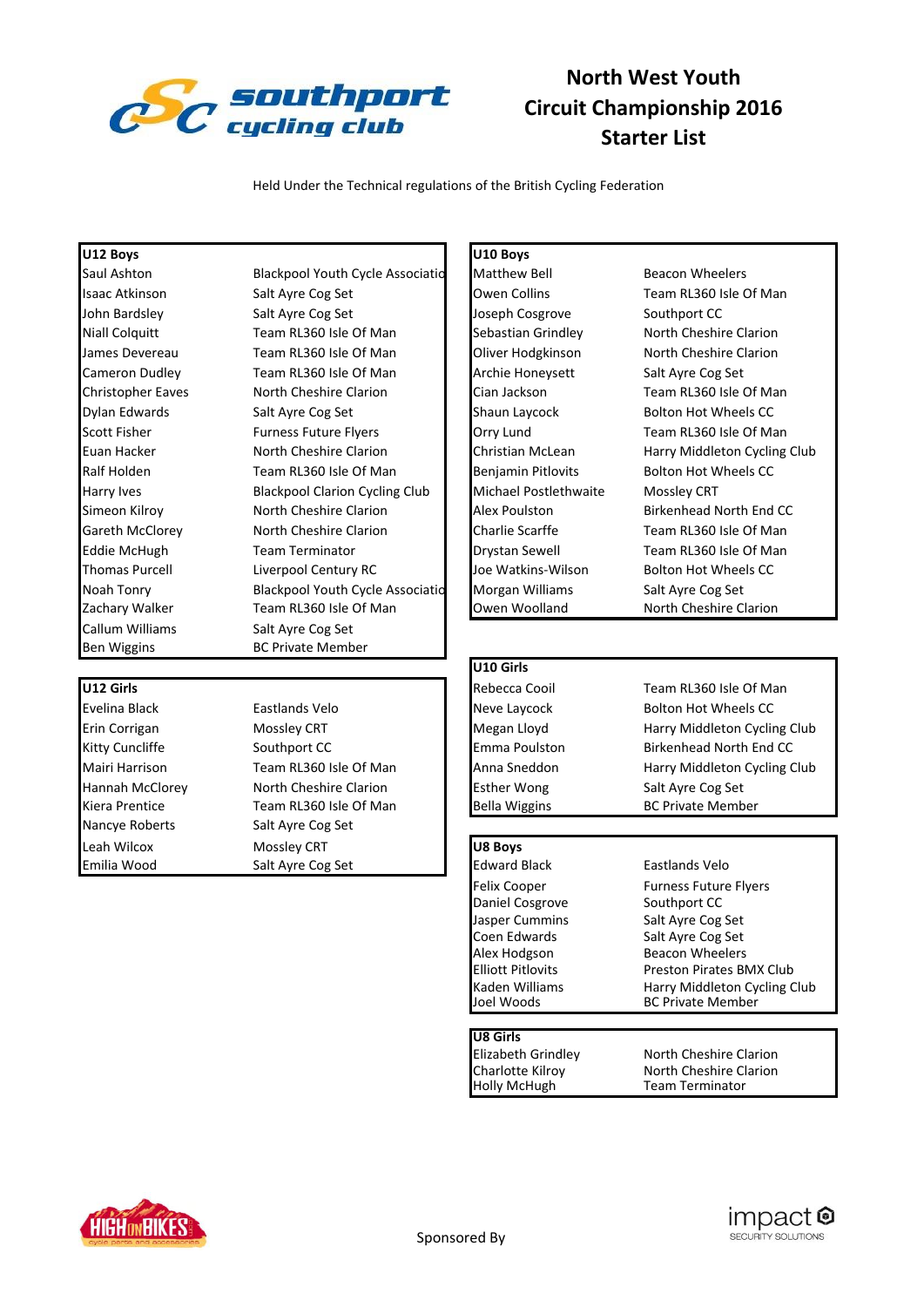# North West Youth Circuit Championship 2016 Starter List

Held Under the Technical regulations of the British Cycling Federation

| U12 Boys | |
|---|---|
| Saul Ashton | Blackpool Youth Cycle Associatio |
| Isaac Atkinson | Salt Ayre Cog Set |
| John Bardsley | Salt Ayre Cog Set |
| Niall Colquitt | Team RL360 Isle Of Man |
| James Devereau | Team RL360 Isle Of Man |
| Cameron Dudley | Team RL360 Isle Of Man |
| Christopher Eaves | North Cheshire Clarion |
| Dylan Edwards | Salt Ayre Cog Set |
| Scott Fisher | Furness Future Flyers |
| Euan Hacker | North Cheshire Clarion |
| Ralf Holden | Team RL360 Isle Of Man |
| Harry Ives | Blackpool Clarion Cycling Club |
| Simeon Kilroy | North Cheshire Clarion |
| Gareth McClorey | North Cheshire Clarion |
| Eddie McHugh | Team Terminator |
| Thomas Purcell | Liverpool Century RC |
| Noah Tonry | Blackpool Youth Cycle Associatio |
| Zachary Walker | Team RL360 Isle Of Man |
| Callum Williams | Salt Ayre Cog Set |
| Ben Wiggins | BC Private Member |

| U12 Girls | |
|---|---|
| Evelina Black | Eastlands Velo |
| Erin Corrigan | Mossley CRT |
| Kitty Cuncliffe | Southport CC |
| Mairi Harrison | Team RL360 Isle Of Man |
| Hannah McClorey | North Cheshire Clarion |
| Kiera Prentice | Team RL360 Isle Of Man |
| Nancye Roberts | Salt Ayre Cog Set |
| Leah Wilcox | Mossley CRT |
| Emilia Wood | Salt Ayre Cog Set |

| U10 Boys | |
|---|---|
| Matthew Bell | Beacon Wheelers |
| Owen Collins | Team RL360 Isle Of Man |
| Joseph Cosgrove | Southport CC |
| Sebastian Grindley | North Cheshire Clarion |
| Oliver Hodgkinson | North Cheshire Clarion |
| Archie Honeysett | Salt Ayre Cog Set |
| Cian Jackson | Team RL360 Isle Of Man |
| Shaun Laycock | Bolton Hot Wheels CC |
| Orry Lund | Team RL360 Isle Of Man |
| Christian McLean | Harry Middleton Cycling Club |
| Benjamin Pitlovits | Bolton Hot Wheels CC |
| Michael Postlethwaite | Mossley CRT |
| Alex Poulston | Birkenhead North End CC |
| Charlie Scarffe | Team RL360 Isle Of Man |
| Drystan Sewell | Team RL360 Isle Of Man |
| Joe Watkins-Wilson | Bolton Hot Wheels CC |
| Morgan Williams | Salt Ayre Cog Set |
| Owen Woolland | North Cheshire Clarion |

| U10 Girls | |
|---|---|
| Rebecca Cooil | Team RL360 Isle Of Man |
| Neve Laycock | Bolton Hot Wheels CC |
| Megan Lloyd | Harry Middleton Cycling Club |
| Emma Poulston | Birkenhead North End CC |
| Anna Sneddon | Harry Middleton Cycling Club |
| Esther Wong | Salt Ayre Cog Set |
| Bella Wiggins | BC Private Member |

| U8 Boys | |
|---|---|
| Edward Black | Eastlands Velo |
| Felix Cooper | Furness Future Flyers |
| Daniel Cosgrove | Southport CC |
| Jasper Cummins | Salt Ayre Cog Set |
| Coen Edwards | Salt Ayre Cog Set |
| Alex Hodgson | Beacon Wheelers |
| Elliott Pitlovits | Preston Pirates BMX Club |
| Kaden Williams | Harry Middleton Cycling Club |
| Joel Woods | BC Private Member |

| U8 Girls | |
|---|---|
| Elizabeth Grindley | North Cheshire Clarion |
| Charlotte Kilroy | North Cheshire Clarion |
| Holly McHugh | Team Terminator |

Sponsored By